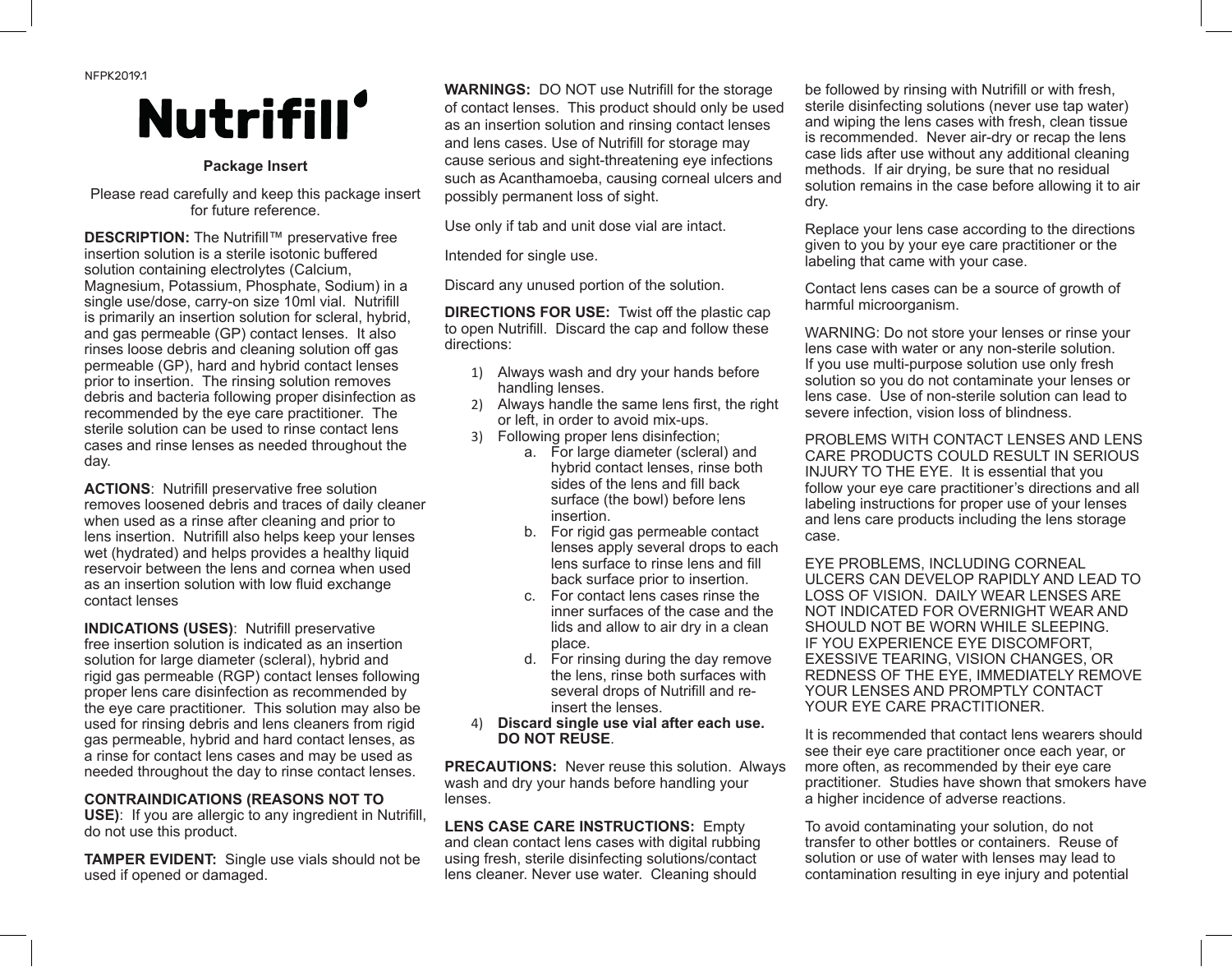NFPK2019.1

# Nutrifill

**Package Insert**

Please read carefully and keep this package insert for future reference.

**DESCRIPTION:** The Nutrifill™ preservative free insertion solution is a sterile isotonic buffered solution containing electrolytes (Calcium, Magnesium, Potassium, Phosphate, Sodium) in a single use/dose, carry-on size 10ml vial. Nutrifill is primarily an insertion solution for scleral, hybrid, and gas permeable (GP) contact lenses. It also rinses loose debris and cleaning solution off gas permeable (GP), hard and hybrid contact lenses prior to insertion. The rinsing solution removes debris and bacteria following proper disinfection as recommended by the eye care practitioner. The sterile solution can be used to rinse contact lens cases and rinse lenses as needed throughout the day.

**ACTIONS**: Nutrifill preservative free solution removes loosened debris and traces of daily cleaner when used as a rinse after cleaning and prior to lens insertion. Nutrifill also helps keep your lenses wet (hydrated) and helps provides a healthy liquid reservoir between the lens and cornea when used as an insertion solution with low fluid exchange contact lenses

**INDICATIONS (USES)**: Nutrifill preservative free insertion solution is indicated as an insertion solution for large diameter (scleral), hybrid and rigid gas permeable (RGP) contact lenses following proper lens care disinfection as recommended by the eye care practitioner. This solution may also be used for rinsing debris and lens cleaners from rigid gas permeable, hybrid and hard contact lenses, as a rinse for contact lens cases and may be used as needed throughout the day to rinse contact lenses.

**CONTRAINDICATIONS (REASONS NOT TO USE)**: If you are allergic to any ingredient in Nutrifill, do not use this product.

**TAMPER EVIDENT:** Single use vials should not be used if opened or damaged.

**WARNINGS:** DO NOT use Nutrifill for the storage of contact lenses. This product should only be used as an insertion solution and rinsing contact lenses and lens cases. Use of Nutrifill for storage may cause serious and sight-threatening eye infections such as Acanthamoeba, causing corneal ulcers and possibly permanent loss of sight.

Use only if tab and unit dose vial are intact.

Intended for single use.

Discard any unused portion of the solution.

**DIRECTIONS FOR USE:** Twist off the plastic cap to open Nutrifill. Discard the cap and follow these directions:

1) Always wash and dry your hands before handling lenses.
2) Always handle the same lens first, the right or left, in order to avoid mix-ups.
3) Following proper lens disinfection;
   a. For large diameter (scleral) and hybrid contact lenses, rinse both sides of the lens and fill back surface (the bowl) before lens insertion.
   b. For rigid gas permeable contact lenses apply several drops to each lens surface to rinse lens and fill back surface prior to insertion.
   c. For contact lens cases rinse the inner surfaces of the case and the lids and allow to air dry in a clean place.
   d. For rinsing during the day remove the lens, rinse both surfaces with several drops of Nutrifill and re-insert the lenses.
4) **Discard single use vial after each use. DO NOT REUSE**.

**PRECAUTIONS:** Never reuse this solution. Always wash and dry your hands before handling your lenses.

**LENS CASE CARE INSTRUCTIONS:** Empty and clean contact lens cases with digital rubbing using fresh, sterile disinfecting solutions/contact lens cleaner. Never use water. Cleaning should be followed by rinsing with Nutrifill or with fresh, sterile disinfecting solutions (never use tap water) and wiping the lens cases with fresh, clean tissue is recommended. Never air-dry or recap the lens case lids after use without any additional cleaning methods. If air drying, be sure that no residual solution remains in the case before allowing it to air dry.

Replace your lens case according to the directions given to you by your eye care practitioner or the labeling that came with your case.

Contact lens cases can be a source of growth of harmful microorganism.

WARNING: Do not store your lenses or rinse your lens case with water or any non-sterile solution. If you use multi-purpose solution use only fresh solution so you do not contaminate your lenses or lens case. Use of non-sterile solution can lead to severe infection, vision loss of blindness.

PROBLEMS WITH CONTACT LENSES AND LENS CARE PRODUCTS COULD RESULT IN SERIOUS INJURY TO THE EYE. It is essential that you follow your eye care practitioner's directions and all labeling instructions for proper use of your lenses and lens care products including the lens storage case.

EYE PROBLEMS, INCLUDING CORNEAL ULCERS CAN DEVELOP RAPIDLY AND LEAD TO LOSS OF VISION. DAILY WEAR LENSES ARE NOT INDICATED FOR OVERNIGHT WEAR AND SHOULD NOT BE WORN WHILE SLEEPING. IF YOU EXPERIENCE EYE DISCOMFORT, EXESSIVE TEARING, VISION CHANGES, OR REDNESS OF THE EYE, IMMEDIATELY REMOVE YOUR LENSES AND PROMPTLY CONTACT YOUR EYE CARE PRACTITIONER.

It is recommended that contact lens wearers should see their eye care practitioner once each year, or more often, as recommended by their eye care practitioner. Studies have shown that smokers have a higher incidence of adverse reactions.

To avoid contaminating your solution, do not transfer to other bottles or containers. Reuse of solution or use of water with lenses may lead to contamination resulting in eye injury and potential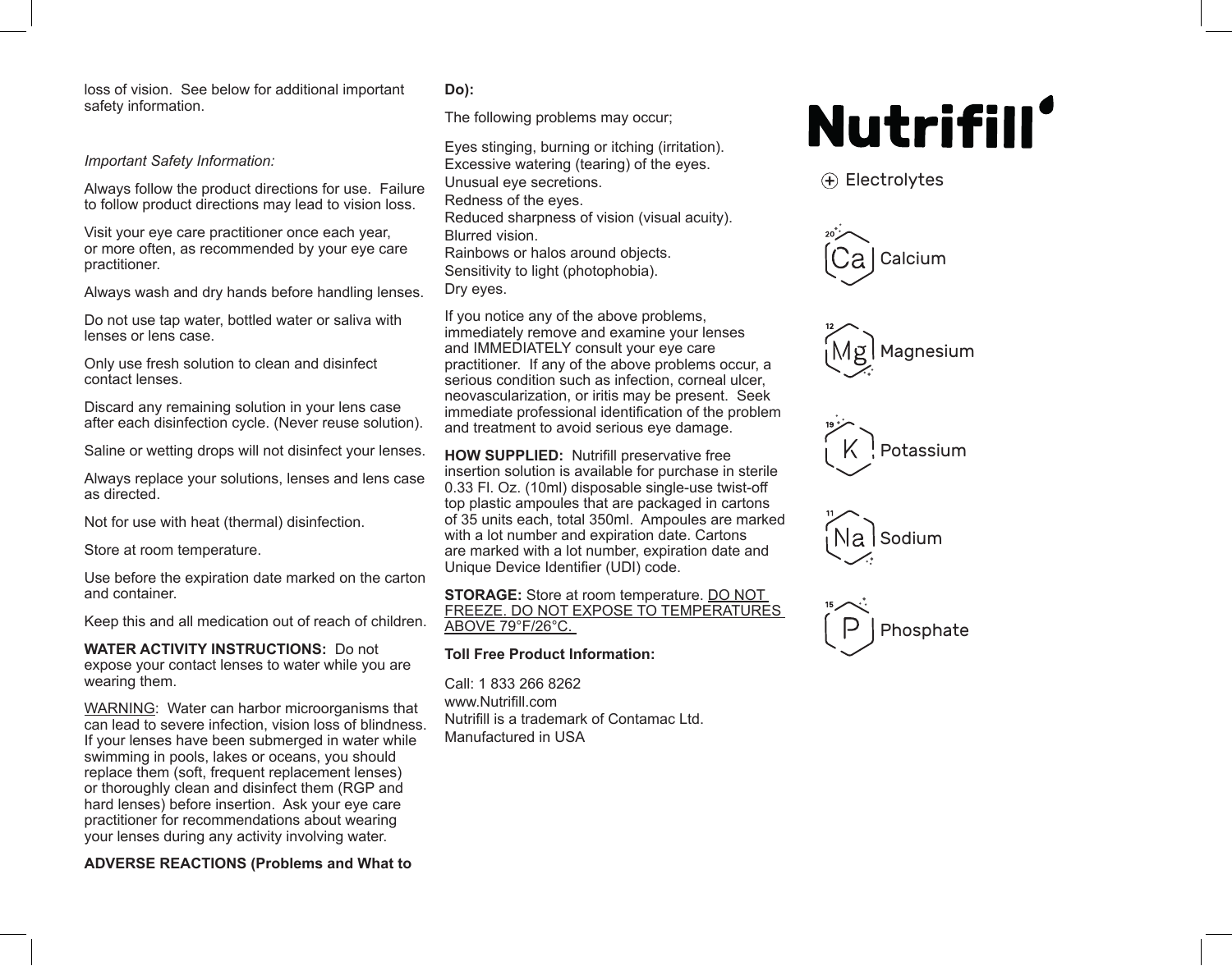loss of vision. See below for additional important safety information.

*Important Safety Information:*

Always follow the product directions for use. Failure to follow product directions may lead to vision loss.

Visit your eye care practitioner once each year, or more often, as recommended by your eye care practitioner.

Always wash and dry hands before handling lenses.

Do not use tap water, bottled water or saliva with lenses or lens case.

Only use fresh solution to clean and disinfect contact lenses.

Discard any remaining solution in your lens case after each disinfection cycle. (Never reuse solution).

Saline or wetting drops will not disinfect your lenses.

Always replace your solutions, lenses and lens case as directed.

Not for use with heat (thermal) disinfection.

Store at room temperature.

Use before the expiration date marked on the carton and container.

Keep this and all medication out of reach of children.

**WATER ACTIVITY INSTRUCTIONS:** Do not expose your contact lenses to water while you are wearing them.

WARNING: Water can harbor microorganisms that can lead to severe infection, vision loss of blindness. If your lenses have been submerged in water while swimming in pools, lakes or oceans, you should replace them (soft, frequent replacement lenses) or thoroughly clean and disinfect them (RGP and hard lenses) before insertion. Ask your eye care practitioner for recommendations about wearing your lenses during any activity involving water.

**ADVERSE REACTIONS (Problems and What to Do):**

The following problems may occur;

Eyes stinging, burning or itching (irritation).
Excessive watering (tearing) of the eyes.
Unusual eye secretions.
Redness of the eyes.
Reduced sharpness of vision (visual acuity).
Blurred vision.
Rainbows or halos around objects.
Sensitivity to light (photophobia).
Dry eyes.

If you notice any of the above problems, immediately remove and examine your lenses and IMMEDIATELY consult your eye care practitioner. If any of the above problems occur, a serious condition such as infection, corneal ulcer, neovascularization, or iritis may be present. Seek immediate professional identification of the problem and treatment to avoid serious eye damage.

**HOW SUPPLIED:** Nutrifill preservative free insertion solution is available for purchase in sterile 0.33 Fl. Oz. (10ml) disposable single-use twist-off top plastic ampoules that are packaged in cartons of 35 units each, total 350ml. Ampoules are marked with a lot number and expiration date. Cartons are marked with a lot number, expiration date and Unique Device Identifier (UDI) code.

**STORAGE:** Store at room temperature. DO NOT FREEZE. DO NOT EXPOSE TO TEMPERATURES ABOVE 79°F/26°C.

**Toll Free Product Information:**

Call: 1 833 266 8262
www.Nutrifill.com
Nutrifill is a trademark of Contamac Ltd.
Manufactured in USA

# Nutrifill

+ Electrolytes

20 Ca Calcium

12 Mg Magnesium

19 K Potassium

11 Na Sodium

15 P Phosphate